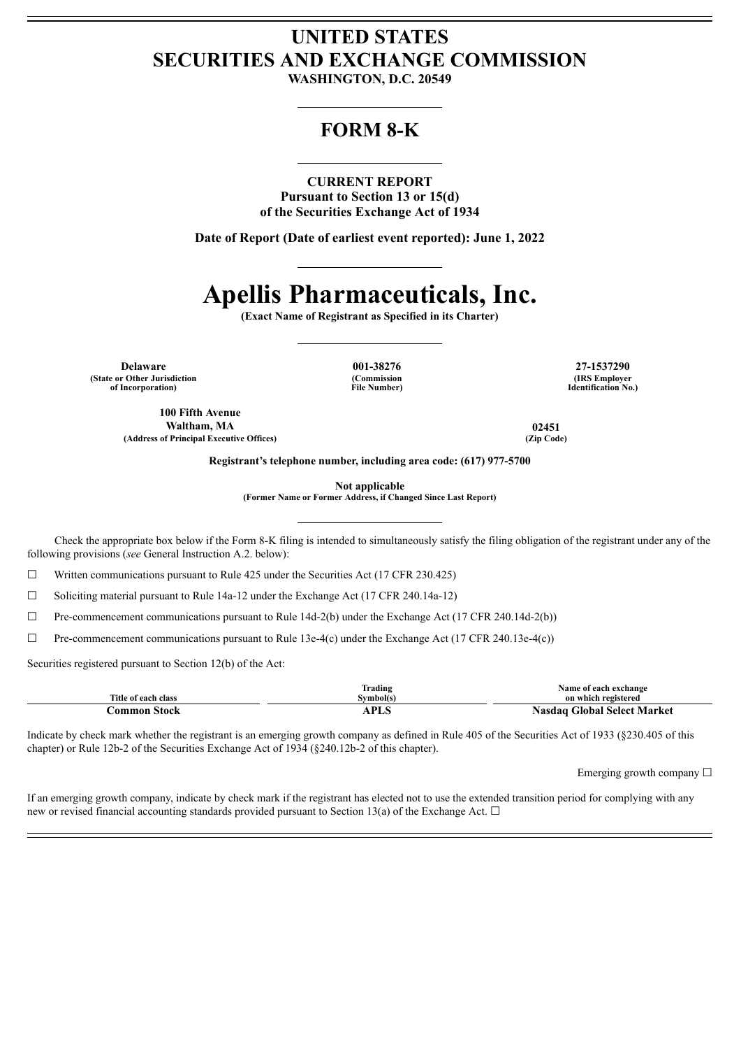# UNITED STATES
# SECURITIES AND EXCHANGE COMMISSION

**WASHINGTON, D.C. 20549**

## FORM 8-K

**CURRENT REPORT**
**Pursuant to Section 13 or 15(d)**
**of the Securities Exchange Act of 1934**

**Date of Report (Date of earliest event reported): June 1, 2022**

# Apellis Pharmaceuticals, Inc.

**(Exact Name of Registrant as Specified in its Charter)**

| Delaware | 001-38276 | 27-1537290 |
|---|---|---|
| (State or Other Jurisdiction of Incorporation) | (Commission File Number) | (IRS Employer Identification No.) |

| 100 Fifth Avenue Waltham, MA | 02451 |
|---|---|
| (Address of Principal Executive Offices) | (Zip Code) |

**Registrant's telephone number, including area code: (617) 977-5700**

**Not applicable**
**(Former Name or Former Address, if Changed Since Last Report)**

Check the appropriate box below if the Form 8-K filing is intended to simultaneously satisfy the filing obligation of the registrant under any of the following provisions (*see* General Instruction A.2. below):

☐ Written communications pursuant to Rule 425 under the Securities Act (17 CFR 230.425)

☐ Soliciting material pursuant to Rule 14a-12 under the Exchange Act (17 CFR 240.14a-12)

☐ Pre-commencement communications pursuant to Rule 14d-2(b) under the Exchange Act (17 CFR 240.14d-2(b))

☐ Pre-commencement communications pursuant to Rule 13e-4(c) under the Exchange Act (17 CFR 240.13e-4(c))

Securities registered pursuant to Section 12(b) of the Act:

| Title of each class | Trading Symbol(s) | Name of each exchange on which registered |
|---|---|---|
| **Common Stock** | **APLS** | **Nasdaq Global Select Market** |

Indicate by check mark whether the registrant is an emerging growth company as defined in Rule 405 of the Securities Act of 1933 (§230.405 of this chapter) or Rule 12b-2 of the Securities Exchange Act of 1934 (§240.12b-2 of this chapter).

Emerging growth company ☐

If an emerging growth company, indicate by check mark if the registrant has elected not to use the extended transition period for complying with any new or revised financial accounting standards provided pursuant to Section 13(a) of the Exchange Act. ☐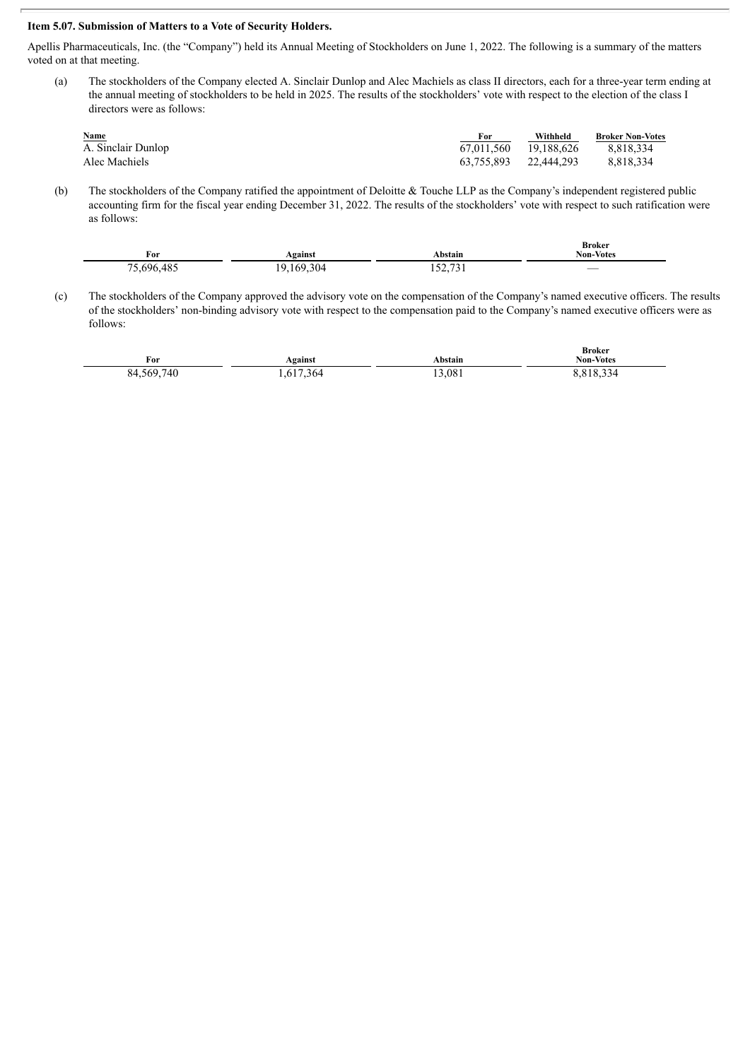**Item 5.07. Submission of Matters to a Vote of Security Holders.**

Apellis Pharmaceuticals, Inc. (the “Company”) held its Annual Meeting of Stockholders on June 1, 2022. The following is a summary of the matters voted on at that meeting.

(a) The stockholders of the Company elected A. Sinclair Dunlop and Alec Machiels as class II directors, each for a three-year term ending at the annual meeting of stockholders to be held in 2025. The results of the stockholders’ vote with respect to the election of the class I directors were as follows:

| Name | For | Withheld | Broker Non-Votes |
| --- | --- | --- | --- |
| A. Sinclair Dunlop | 67,011,560 | 19,188,626 | 8,818,334 |
| Alec Machiels | 63,755,893 | 22,444,293 | 8,818,334 |

(b) The stockholders of the Company ratified the appointment of Deloitte & Touche LLP as the Company’s independent registered public accounting firm for the fiscal year ending December 31, 2022. The results of the stockholders’ vote with respect to such ratification were as follows:

| For | Against | Abstain | Broker Non-Votes |
| --- | --- | --- | --- |
| 75,696,485 | 19,169,304 | 152,731 | — |

(c) The stockholders of the Company approved the advisory vote on the compensation of the Company’s named executive officers. The results of the stockholders’ non-binding advisory vote with respect to the compensation paid to the Company’s named executive officers were as follows:

| For | Against | Abstain | Broker Non-Votes |
| --- | --- | --- | --- |
| 84,569,740 | 1,617,364 | 13,081 | 8,818,334 |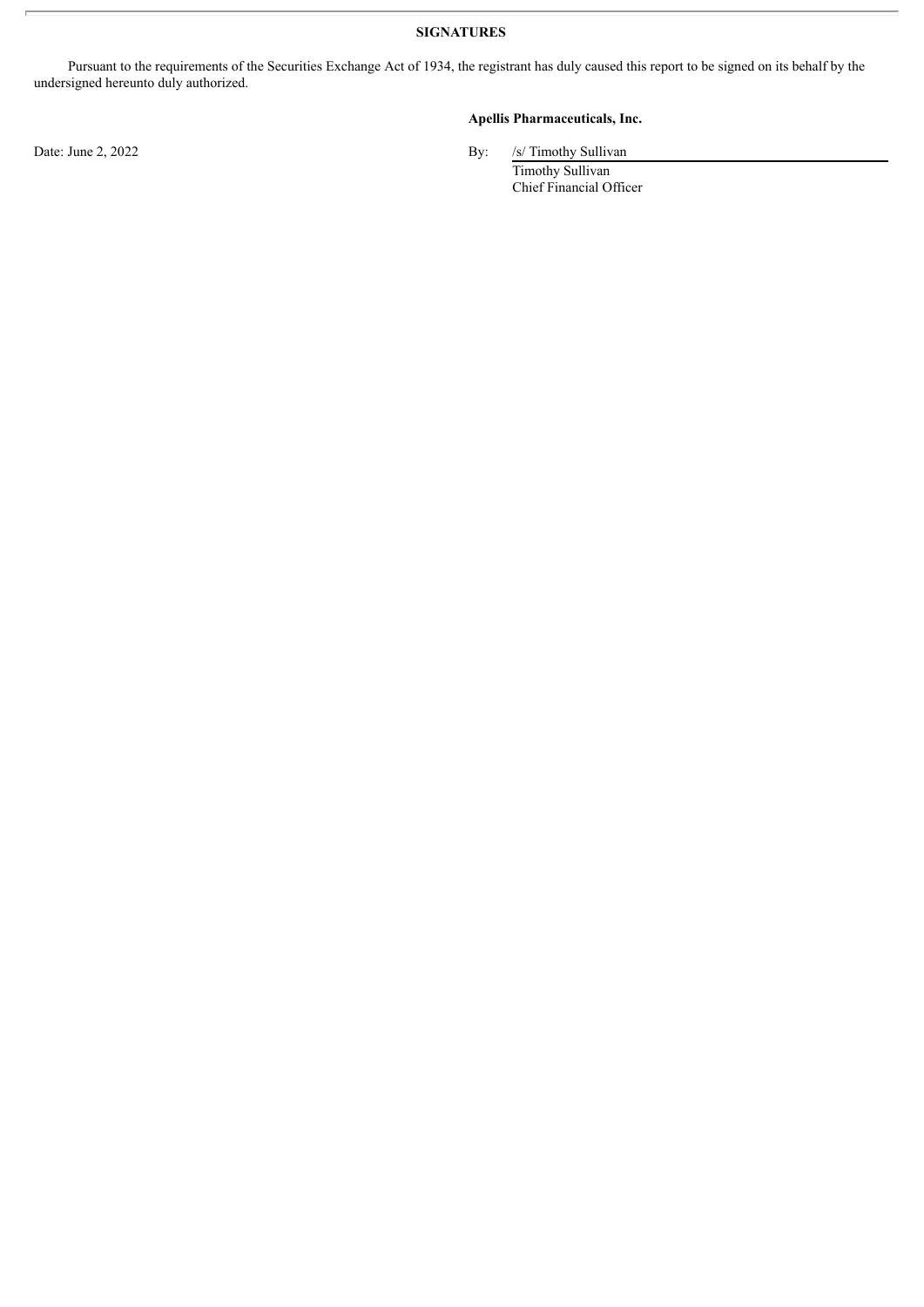**SIGNATURES**

Pursuant to the requirements of the Securities Exchange Act of 1934, the registrant has duly caused this report to be signed on its behalf by the undersigned hereunto duly authorized.

**Apellis Pharmaceuticals, Inc.**

Date: June 2, 2022

By: /s/ Timothy Sullivan
Timothy Sullivan
Chief Financial Officer